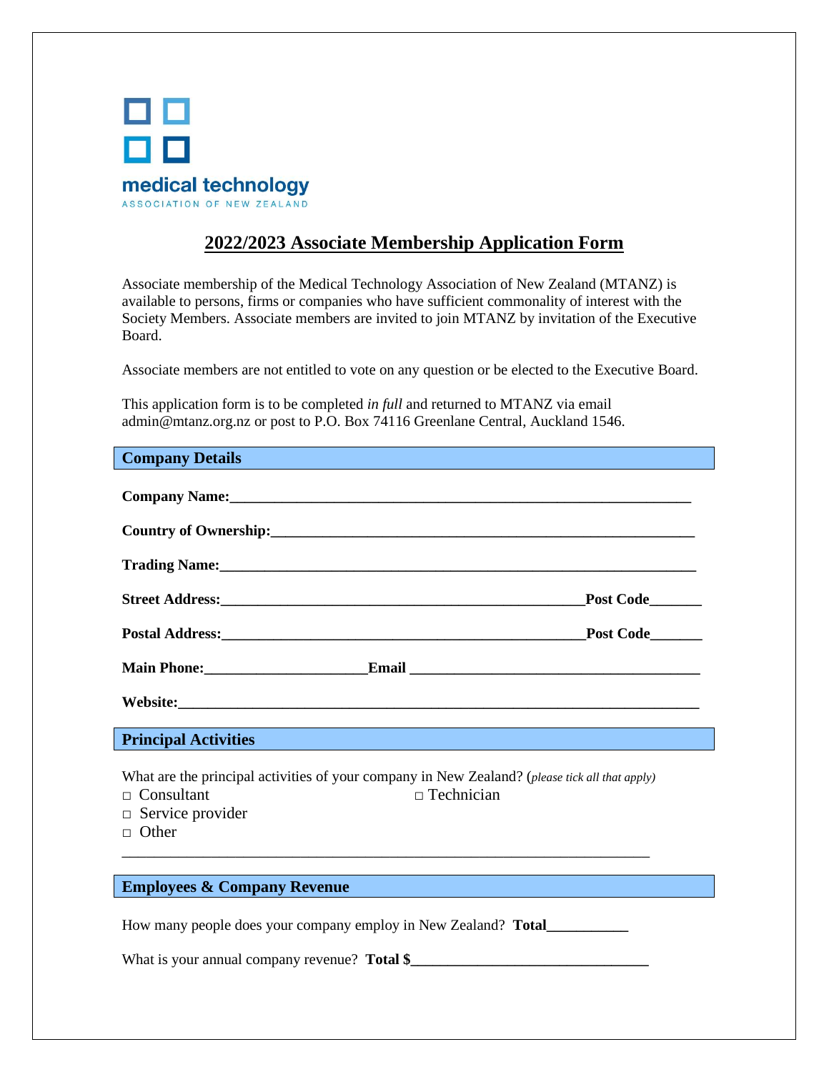medical technology
ASSOCIATION OF NEW ZEALAND

# 2022/2023 Associate Membership Application Form

Associate membership of the Medical Technology Association of New Zealand (MTANZ) is available to persons, firms or companies who have sufficient commonality of interest with the Society Members. Associate members are invited to join MTANZ by invitation of the Executive Board.

Associate members are not entitled to vote on any question or be elected to the Executive Board.

This application form is to be completed *in full* and returned to MTANZ via email admin@mtanz.org.nz or post to P.O. Box 74116 Greenlane Central, Auckland 1546.

## Company Details

**Company Name:**_________________________________________________________________

**Country of Ownership:**___________________________________________________________

**Trading Name:**_________________________________________________________________

**Street Address:**_____________________________________________**Post Code**_______

**Postal Address:**_____________________________________________**Post Code**_______

**Main Phone:**_____________________**Email** ____________________________________

**Website:**______________________________________________________________________

## Principal Activities

What are the principal activities of your company in New Zealand? (*please tick all that apply)*

□ Consultant

□ Technician

□ Service provider

□ Other

_______________________________________________________________________

## Employees & Company Revenue

How many people does your company employ in New Zealand? **Total**___________

What is your annual company revenue? **Total $**________________________________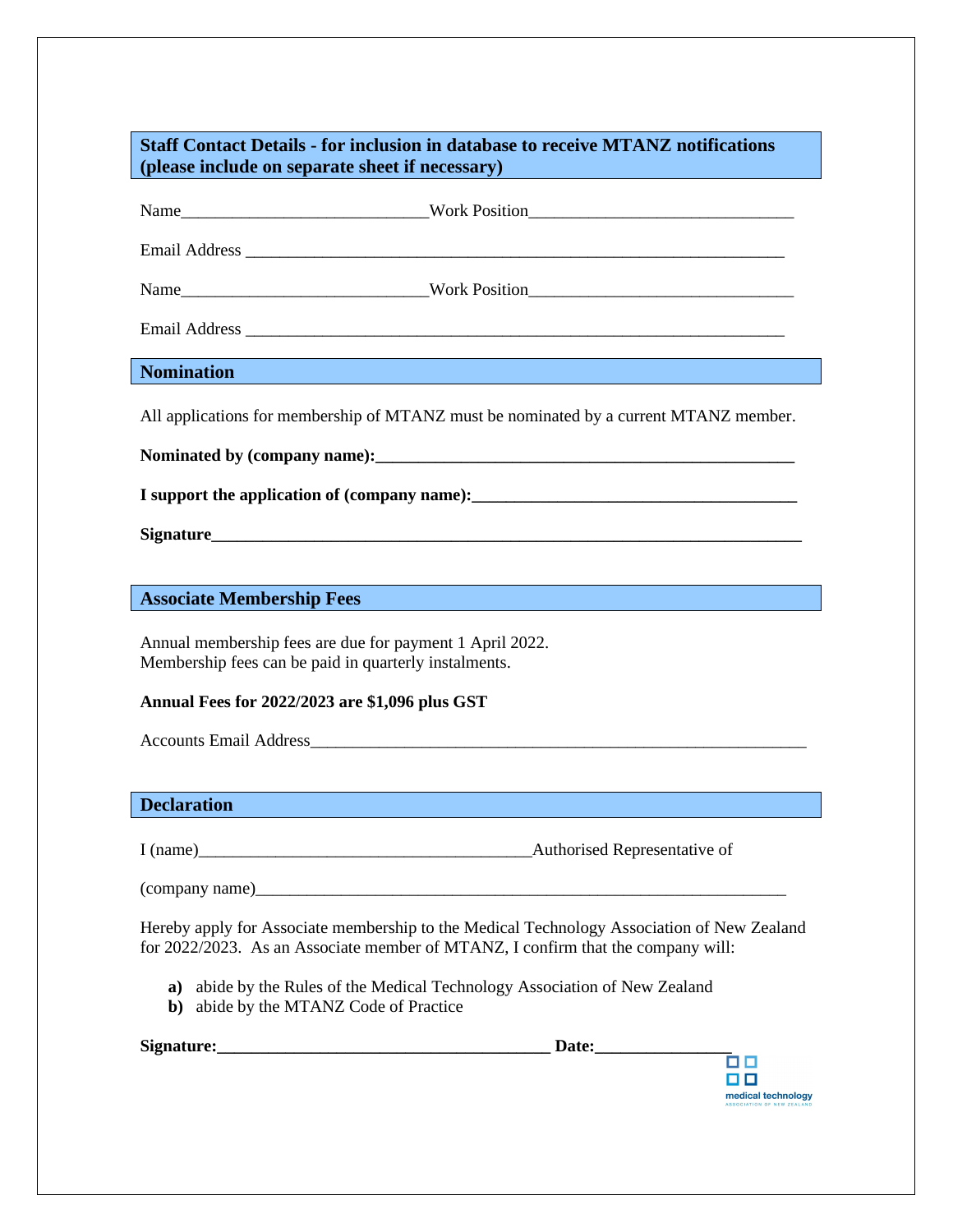## Staff Contact Details - for inclusion in database to receive MTANZ notifications (please include on separate sheet if necessary)

Name____________________________Work Position______________________________

Email Address ____________________________________________________________

Name____________________________Work Position______________________________

Email Address ____________________________________________________________

## Nomination

All applications for membership of MTANZ must be nominated by a current MTANZ member.

**Nominated by (company name):_______________________________________________**

**I support the application of (company name):____________________________________**

**Signature__________________________________________________________________**

## Associate Membership Fees

Annual membership fees are due for payment 1 April 2022.
Membership fees can be paid in quarterly instalments.

**Annual Fees for 2022/2023 are $1,096 plus GST**

Accounts Email Address________________________________________________________

## Declaration

I (name)_____________________________________Authorised Representative of

(company name)______________________________________________________________

Hereby apply for Associate membership to the Medical Technology Association of New Zealand for 2022/2023. As an Associate member of MTANZ, I confirm that the company will:

- **a)** abide by the Rules of the Medical Technology Association of New Zealand
- **b)** abide by the MTANZ Code of Practice

**Signature:_____________________________________ Date:_______________**

medical technology
ASSOCIATION OF NEW ZEALAND